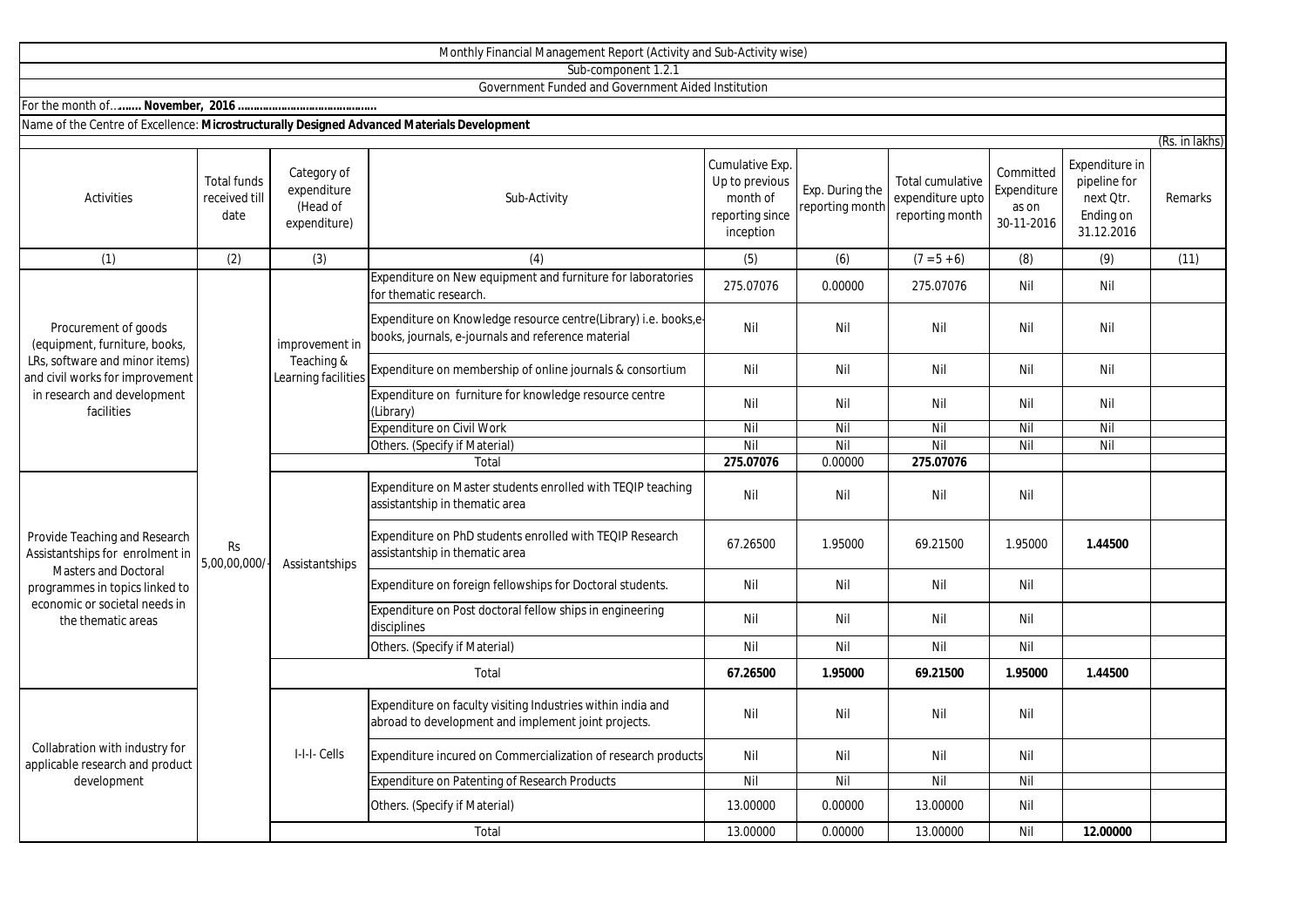Monthly Financial Management Report (Activity and Sub-Activity wise)

Sub-component 1.2.1

Government Funded and Government Aided Institution

For the month of…....... **November, 2016 ……………………………………**

Name of the Centre of Excellence: **Microstructurally Designed Advanced Materials Development**

(Rs. in lakhs)

| Activities | Total funds received till date | Category of expenditure (Head of expenditure) | Sub-Activity | Cumulative Exp. Up to previous month of reporting since inception | Exp. During the reporting month | Total cumulative expenditure upto reporting month | Committed Expenditure as on 30-11-2016 | Expenditure in pipeline for next Qtr. Ending on 31.12.2016 | Remarks |
|---|---|---|---|---|---|---|---|---|---|
| (1) | (2) | (3) | (4) | (5) | (6) | (7 = 5 + 6) | (8) | (9) | (11) |
| Procurement of goods (equipment, furniture, books, LRs, software and minor items) and civil works for improvement in research and development facilities | Rs 5,00,00,000/- | improvement in Teaching & Learning facilities | Expenditure on New equipment and furniture for laboratories for thematic research. | 275.07076 | 0.00000 | 275.07076 | Nil | Nil | |
| | | | Expenditure on Knowledge resource centre(Library) i.e. books,e-books, journals, e-journals and reference material | Nil | Nil | Nil | Nil | Nil | |
| | | | Expenditure on membership of online journals & consortium | Nil | Nil | Nil | Nil | Nil | |
| | | | Expenditure on furniture for knowledge resource centre (Library) | Nil | Nil | Nil | Nil | Nil | |
| | | | Expenditure on Civil Work | Nil | Nil | Nil | Nil | Nil | |
| | | | Others. (Specify if Material) | Nil | Nil | Nil | Nil | Nil | |
| | | | Total | **275.07076** | 0.00000 | **275.07076** | | | |
| Provide Teaching and Research Assistantships for enrolment in Masters and Doctoral programmes in topics linked to economic or societal needs in the thematic areas | | Assistantships | Expenditure on Master students enrolled with TEQIP teaching assistantship in thematic area | Nil | Nil | Nil | Nil | | |
| | | | Expenditure on PhD students enrolled with TEQIP Research assistantship in thematic area | 67.26500 | 1.95000 | 69.21500 | 1.95000 | **1.44500** | |
| | | | Expenditure on foreign fellowships for Doctoral students. | Nil | Nil | Nil | Nil | | |
| | | | Expenditure on Post doctoral fellow ships in engineering disciplines | Nil | Nil | Nil | Nil | | |
| | | | Others. (Specify if Material) | Nil | Nil | Nil | Nil | | |
| | | | Total | **67.26500** | **1.95000** | **69.21500** | **1.95000** | **1.44500** | |
| Collabration with industry for applicable research and product development | | I-I-I- Cells | Expenditure on faculty visiting Industries within india and abroad to development and implement joint projects. | Nil | Nil | Nil | Nil | | |
| | | | Expenditure incured on Commercialization of research products | Nil | Nil | Nil | Nil | | |
| | | | Expenditure on Patenting of Research Products | Nil | Nil | Nil | Nil | | |
| | | | Others. (Specify if Material) | 13.00000 | 0.00000 | 13.00000 | Nil | | |
| | | | Total | 13.00000 | 0.00000 | 13.00000 | Nil | **12.00000** | |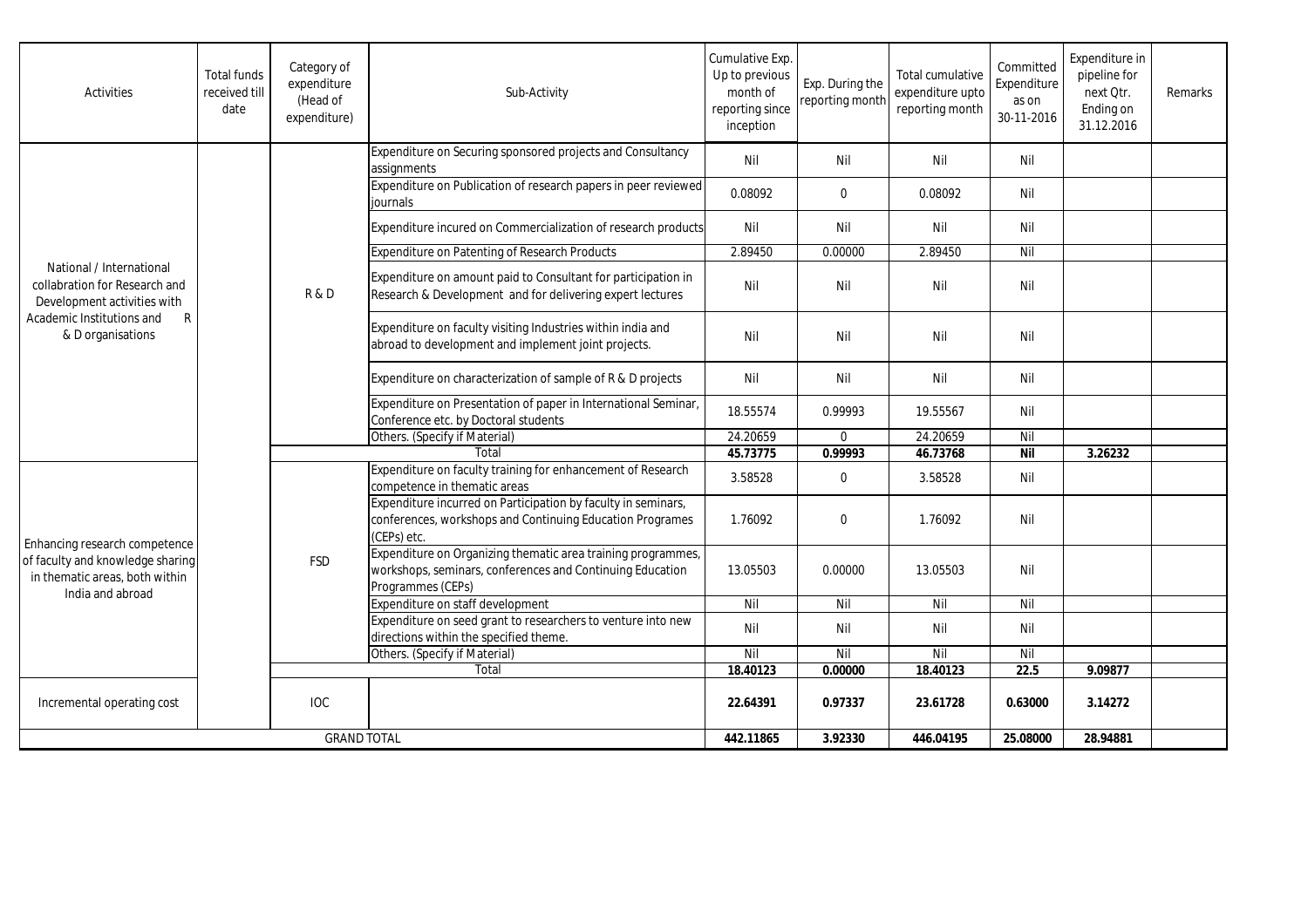| Activities | Total funds received till date | Category of expenditure (Head of expenditure) | Sub-Activity | Cumulative Exp. Up to previous month of reporting since inception | Exp. During the reporting month | Total cumulative expenditure upto reporting month | Committed Expenditure as on 30-11-2016 | Expenditure in pipeline for next Qtr. Ending on 31.12.2016 | Remarks |
|---|---|---|---|---|---|---|---|---|---|
| National / International collabration for Research and Development activities with Academic Institutions and R & D organisations | | R & D | Expenditure on Securing sponsored projects and Consultancy assignments | Nil | Nil | Nil | Nil | | |
| | | | Expenditure on Publication of research papers in peer reviewed journals | 0.08092 | 0 | 0.08092 | Nil | | |
| | | | Expenditure incured on Commercialization of research products | Nil | Nil | Nil | Nil | | |
| | | | Expenditure on Patenting of Research Products | 2.89450 | 0.00000 | 2.89450 | Nil | | |
| | | | Expenditure on amount paid to Consultant for participation in Research & Development and for delivering expert lectures | Nil | Nil | Nil | Nil | | |
| | | | Expenditure on faculty visiting Industries within india and abroad to development and implement joint projects. | Nil | Nil | Nil | Nil | | |
| | | | Expenditure on characterization of sample of R & D projects | Nil | Nil | Nil | Nil | | |
| | | | Expenditure on Presentation of paper in International Seminar, Conference etc. by Doctoral students | 18.55574 | 0.99993 | 19.55567 | Nil | | |
| | | | Others. (Specify if Material) | 24.20659 | 0 | 24.20659 | Nil | | |
| | | | **Total** | **45.73775** | **0.99993** | **46.73768** | **Nil** | **3.26232** | |
| Enhancing research competence of faculty and knowledge sharing in thematic areas, both within India and abroad | | FSD | Expenditure on faculty training for enhancement of Research competence in thematic areas | 3.58528 | 0 | 3.58528 | Nil | | |
| | | | Expenditure incurred on Participation by faculty in seminars, conferences, workshops and Continuing Education Programes (CEPs) etc. | 1.76092 | 0 | 1.76092 | Nil | | |
| | | | Expenditure on Organizing thematic area training programmes, workshops, seminars, conferences and Continuing Education Programmes (CEPs) | 13.05503 | 0.00000 | 13.05503 | Nil | | |
| | | | Expenditure on staff development | Nil | Nil | Nil | Nil | | |
| | | | Expenditure on seed grant to researchers to venture into new directions within the specified theme. | Nil | Nil | Nil | Nil | | |
| | | | Others. (Specify if Material) | Nil | Nil | Nil | Nil | | |
| | | | **Total** | **18.40123** | **0.00000** | **18.40123** | **22.5** | **9.09877** | |
| Incremental operating cost | | IOC | | **22.64391** | **0.97337** | **23.61728** | **0.63000** | **3.14272** | |
| GRAND TOTAL | | | | **442.11865** | **3.92330** | **446.04195** | **25.08000** | **28.94881** | |